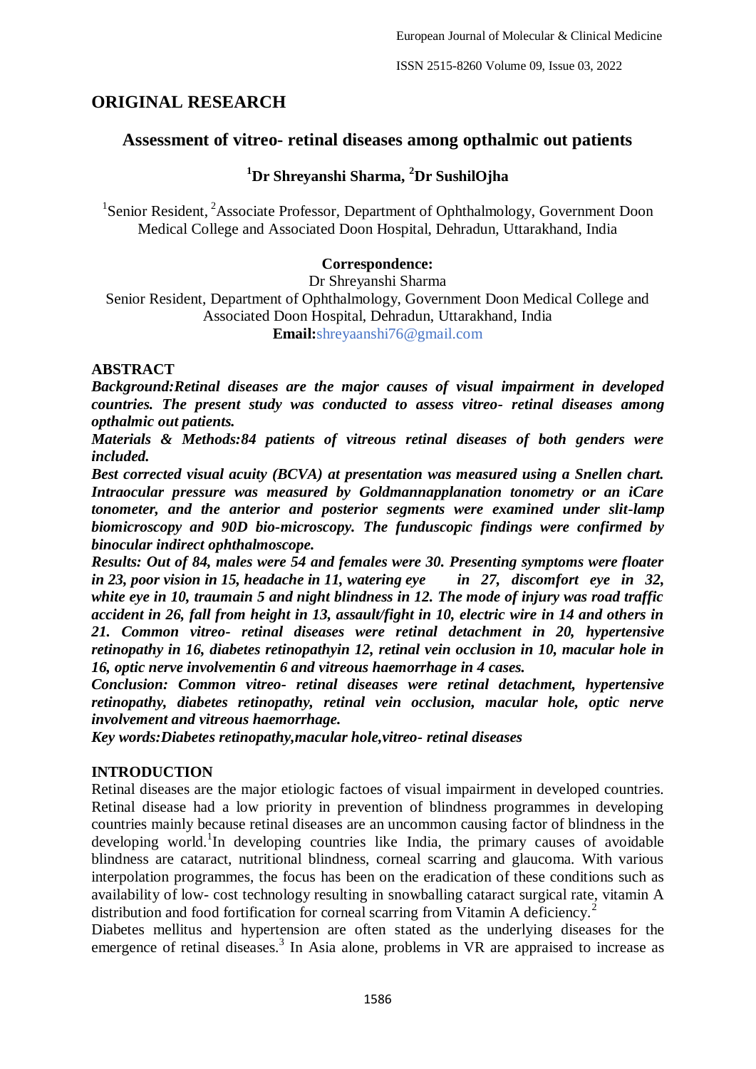## ORIGINAL RESEARCH

# Assessment of vitreo- retinal diseases among opthalmic out patients

**[1]Dr Shreyanshi Sharma, [2]Dr SushilOjha**

[1]Senior Resident, [2]Associate Professor, Department of Ophthalmology, Government Doon Medical College and Associated Doon Hospital, Dehradun, Uttarakhand, India

**Correspondence:**
Dr Shreyanshi Sharma
Senior Resident, Department of Ophthalmology, Government Doon Medical College and Associated Doon Hospital, Dehradun, Uttarakhand, India
**Email:**shreyaanshi76@gmail.com

## ABSTRACT

***Background:**Retinal diseases are the major causes of visual impairment in developed countries. The present study was conducted to assess vitreo- retinal diseases among opthalmic out patients.*

***Materials & Methods:**84 patients of vitreous retinal diseases of both genders were included.*

***Best corrected visual acuity (BCVA) at presentation was measured using a Snellen chart. Intraocular pressure was measured by Goldmannapplanation tonometry or an iCare tonometer, and the anterior and posterior segments were examined under slit-lamp biomicroscopy and 90D bio-microscopy. The funduscopic findings were confirmed by binocular indirect ophthalmoscope.***

***Results: Out of 84, males were 54 and females were 30. Presenting symptoms were floater in 23, poor vision in 15, headache in 11, watering eye in 27, discomfort eye in 32, white eye in 10, traumain 5 and night blindness in 12. The mode of injury was road traffic accident in 26, fall from height in 13, assault/fight in 10, electric wire in 14 and others in 21. Common vitreo- retinal diseases were retinal detachment in 20, hypertensive retinopathy in 16, diabetes retinopathyin 12, retinal vein occlusion in 10, macular hole in 16, optic nerve involvementin 6 and vitreous haemorrhage in 4 cases.***

***Conclusion: Common vitreo- retinal diseases were retinal detachment, hypertensive retinopathy, diabetes retinopathy, retinal vein occlusion, macular hole, optic nerve involvement and vitreous haemorrhage.***

***Key words:Diabetes retinopathy,macular hole,vitreo- retinal diseases***

## INTRODUCTION

Retinal diseases are the major etiologic factoes of visual impairment in developed countries. Retinal disease had a low priority in prevention of blindness programmes in developing countries mainly because retinal diseases are an uncommon causing factor of blindness in the developing world.[1]In developing countries like India, the primary causes of avoidable blindness are cataract, nutritional blindness, corneal scarring and glaucoma. With various interpolation programmes, the focus has been on the eradication of these conditions such as availability of low- cost technology resulting in snowballing cataract surgical rate, vitamin A distribution and food fortification for corneal scarring from Vitamin A deficiency.[2]

Diabetes mellitus and hypertension are often stated as the underlying diseases for the emergence of retinal diseases.[3] In Asia alone, problems in VR are appraised to increase as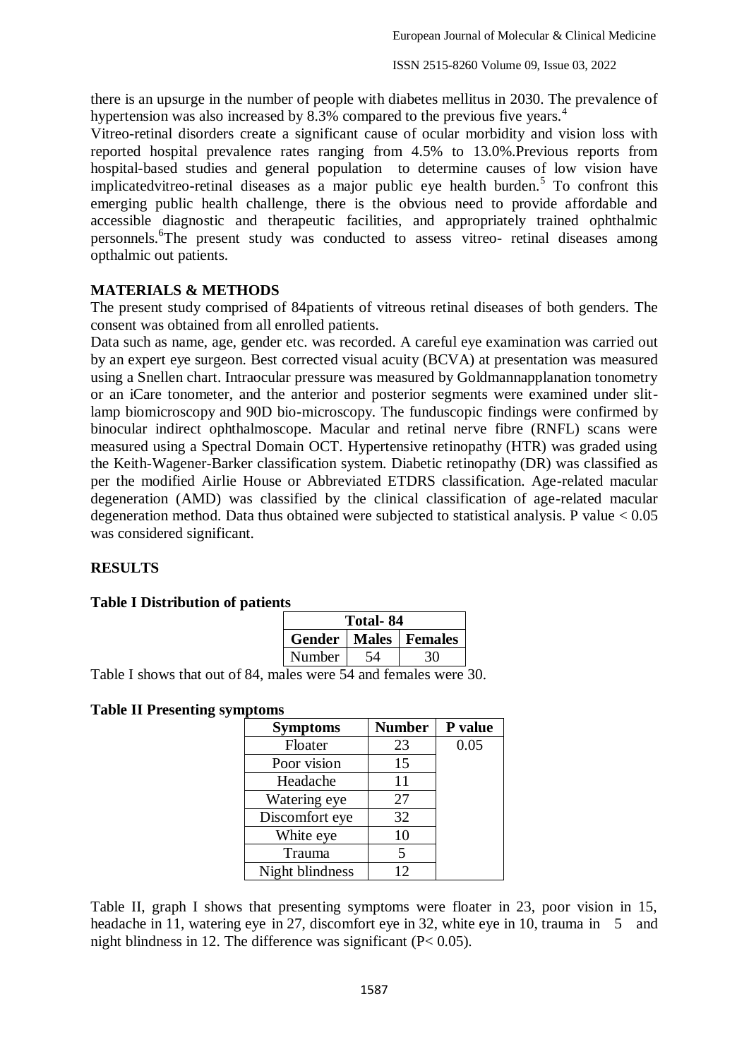there is an upsurge in the number of people with diabetes mellitus in 2030. The prevalence of hypertension was also increased by 8.3% compared to the previous five years.[4]

Vitreo-retinal disorders create a significant cause of ocular morbidity and vision loss with reported hospital prevalence rates ranging from 4.5% to 13.0%.Previous reports from hospital-based studies and general population to determine causes of low vision have implicatedvitreo-retinal diseases as a major public eye health burden.[5] To confront this emerging public health challenge, there is the obvious need to provide affordable and accessible diagnostic and therapeutic facilities, and appropriately trained ophthalmic personnels.[6]The present study was conducted to assess vitreo- retinal diseases among opthalmic out patients.

## MATERIALS & METHODS

The present study comprised of 84patients of vitreous retinal diseases of both genders. The consent was obtained from all enrolled patients.

Data such as name, age, gender etc. was recorded. A careful eye examination was carried out by an expert eye surgeon. Best corrected visual acuity (BCVA) at presentation was measured using a Snellen chart. Intraocular pressure was measured by Goldmannapplanation tonometry or an iCare tonometer, and the anterior and posterior segments were examined under slit-lamp biomicroscopy and 90D bio-microscopy. The funduscopic findings were confirmed by binocular indirect ophthalmoscope. Macular and retinal nerve fibre (RNFL) scans were measured using a Spectral Domain OCT. Hypertensive retinopathy (HTR) was graded using the Keith-Wagener-Barker classification system. Diabetic retinopathy (DR) was classified as per the modified Airlie House or Abbreviated ETDRS classification. Age-related macular degeneration (AMD) was classified by the clinical classification of age-related macular degeneration method. Data thus obtained were subjected to statistical analysis. P value < 0.05 was considered significant.

## RESULTS

**Table I Distribution of patients**

| Total- 84 | | |
|---|---|---|
| Gender | Males | Females |
| Number | 54 | 30 |

Table I shows that out of 84, males were 54 and females were 30.

**Table II Presenting symptoms**

| Symptoms | Number | P value |
|---|---|---|
| Floater | 23 | 0.05 |
| Poor vision | 15 | |
| Headache | 11 | |
| Watering eye | 27 | |
| Discomfort eye | 32 | |
| White eye | 10 | |
| Trauma | 5 | |
| Night blindness | 12 | |

Table II, graph I shows that presenting symptoms were floater in 23, poor vision in 15, headache in 11, watering eye in 27, discomfort eye in 32, white eye in 10, trauma in 5 and night blindness in 12. The difference was significant ($P < 0.05$).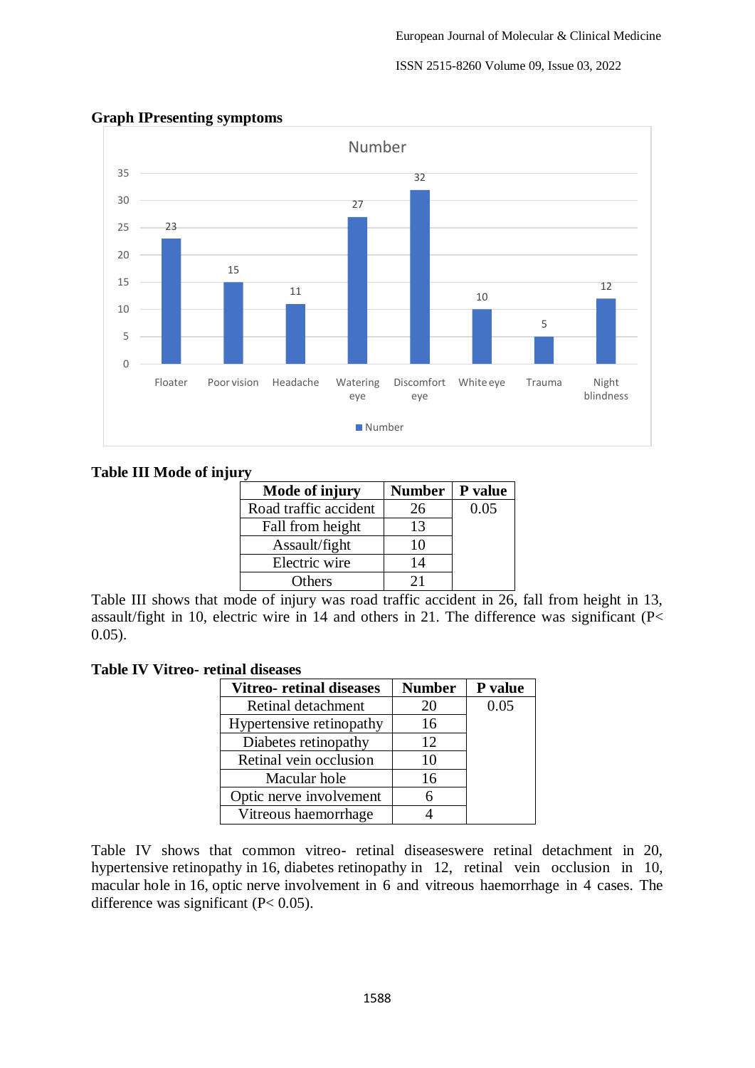**Graph IPresenting symptoms**

**Table III Mode of injury**

| Mode of injury | Number | P value |
|---|---|---|
| Road traffic accident | 26 | 0.05 |
| Fall from height | 13 | |
| Assault/fight | 10 | |
| Electric wire | 14 | |
| Others | 21 | |

Table III shows that mode of injury was road traffic accident in 26, fall from height in 13, assault/fight in 10, electric wire in 14 and others in 21. The difference was significant ($P < 0.05$).

**Table IV Vitreo- retinal diseases**

| Vitreo- retinal diseases | Number | P value |
|---|---|---|
| Retinal detachment | 20 | 0.05 |
| Hypertensive retinopathy | 16 | |
| Diabetes retinopathy | 12 | |
| Retinal vein occlusion | 10 | |
| Macular hole | 16 | |
| Optic nerve involvement | 6 | |
| Vitreous haemorrhage | 4 | |

Table IV shows that common vitreo- retinal diseaseswere retinal detachment in 20, hypertensive retinopathy in 16, diabetes retinopathy in 12, retinal vein occlusion in 10, macular hole in 16, optic nerve involvement in 6 and vitreous haemorrhage in 4 cases. The difference was significant ($P < 0.05$).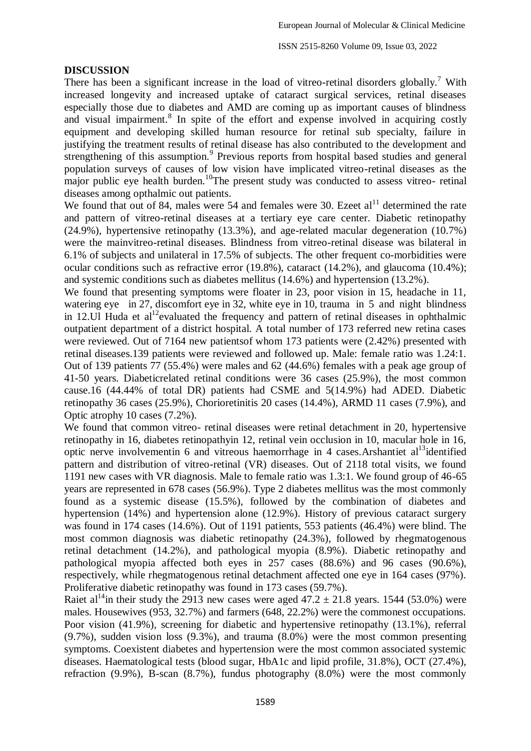## DISCUSSION

There has been a significant increase in the load of vitreo-retinal disorders globally.[7] With increased longevity and increased uptake of cataract surgical services, retinal diseases especially those due to diabetes and AMD are coming up as important causes of blindness and visual impairment.[8] In spite of the effort and expense involved in acquiring costly equipment and developing skilled human resource for retinal sub specialty, failure in justifying the treatment results of retinal disease has also contributed to the development and strengthening of this assumption.[9] Previous reports from hospital based studies and general population surveys of causes of low vision have implicated vitreo-retinal diseases as the major public eye health burden.[10]The present study was conducted to assess vitreo- retinal diseases among opthalmic out patients.

We found that out of 84, males were 54 and females were 30. Ezeet al[11] determined the rate and pattern of vitreo-retinal diseases at a tertiary eye care center. Diabetic retinopathy (24.9%), hypertensive retinopathy (13.3%), and age-related macular degeneration (10.7%) were the mainvitreo-retinal diseases. Blindness from vitreo-retinal disease was bilateral in 6.1% of subjects and unilateral in 17.5% of subjects. The other frequent co-morbidities were ocular conditions such as refractive error (19.8%), cataract (14.2%), and glaucoma (10.4%); and systemic conditions such as diabetes mellitus (14.6%) and hypertension (13.2%).

We found that presenting symptoms were floater in 23, poor vision in 15, headache in 11, watering eye in 27, discomfort eye in 32, white eye in 10, trauma in 5 and night blindness in 12.Ul Huda et al[12]evaluated the frequency and pattern of retinal diseases in ophthalmic outpatient department of a district hospital. A total number of 173 referred new retina cases were reviewed. Out of 7164 new patientsof whom 173 patients were (2.42%) presented with retinal diseases.139 patients were reviewed and followed up. Male: female ratio was 1.24:1. Out of 139 patients 77 (55.4%) were males and 62 (44.6%) females with a peak age group of 41-50 years. Diabeticrelated retinal conditions were 36 cases (25.9%), the most common cause.16 (44.44% of total DR) patients had CSME and 5(14.9%) had ADED. Diabetic retinopathy 36 cases (25.9%), Chorioretinitis 20 cases (14.4%), ARMD 11 cases (7.9%), and Optic atrophy 10 cases (7.2%).

We found that common vitreo- retinal diseases were retinal detachment in 20, hypertensive retinopathy in 16, diabetes retinopathyin 12, retinal vein occlusion in 10, macular hole in 16, optic nerve involvementin 6 and vitreous haemorrhage in 4 cases.Arshantiet al[13]identified pattern and distribution of vitreo-retinal (VR) diseases. Out of 2118 total visits, we found 1191 new cases with VR diagnosis. Male to female ratio was 1.3:1. We found group of 46-65 years are represented in 678 cases (56.9%). Type 2 diabetes mellitus was the most commonly found as a systemic disease (15.5%), followed by the combination of diabetes and hypertension (14%) and hypertension alone (12.9%). History of previous cataract surgery was found in 174 cases (14.6%). Out of 1191 patients, 553 patients (46.4%) were blind. The most common diagnosis was diabetic retinopathy (24.3%), followed by rhegmatogenous retinal detachment (14.2%), and pathological myopia (8.9%). Diabetic retinopathy and pathological myopia affected both eyes in 257 cases (88.6%) and 96 cases (90.6%), respectively, while rhegmatogenous retinal detachment affected one eye in 164 cases (97%). Proliferative diabetic retinopathy was found in 173 cases (59.7%).

Raiet al[14]in their study the 2913 new cases were aged $47.2 \pm 21.8$ years. 1544 (53.0%) were males. Housewives (953, 32.7%) and farmers (648, 22.2%) were the commonest occupations. Poor vision (41.9%), screening for diabetic and hypertensive retinopathy (13.1%), referral (9.7%), sudden vision loss (9.3%), and trauma (8.0%) were the most common presenting symptoms. Coexistent diabetes and hypertension were the most common associated systemic diseases. Haematological tests (blood sugar, HbA1c and lipid profile, 31.8%), OCT (27.4%), refraction (9.9%), B-scan (8.7%), fundus photography (8.0%) were the most commonly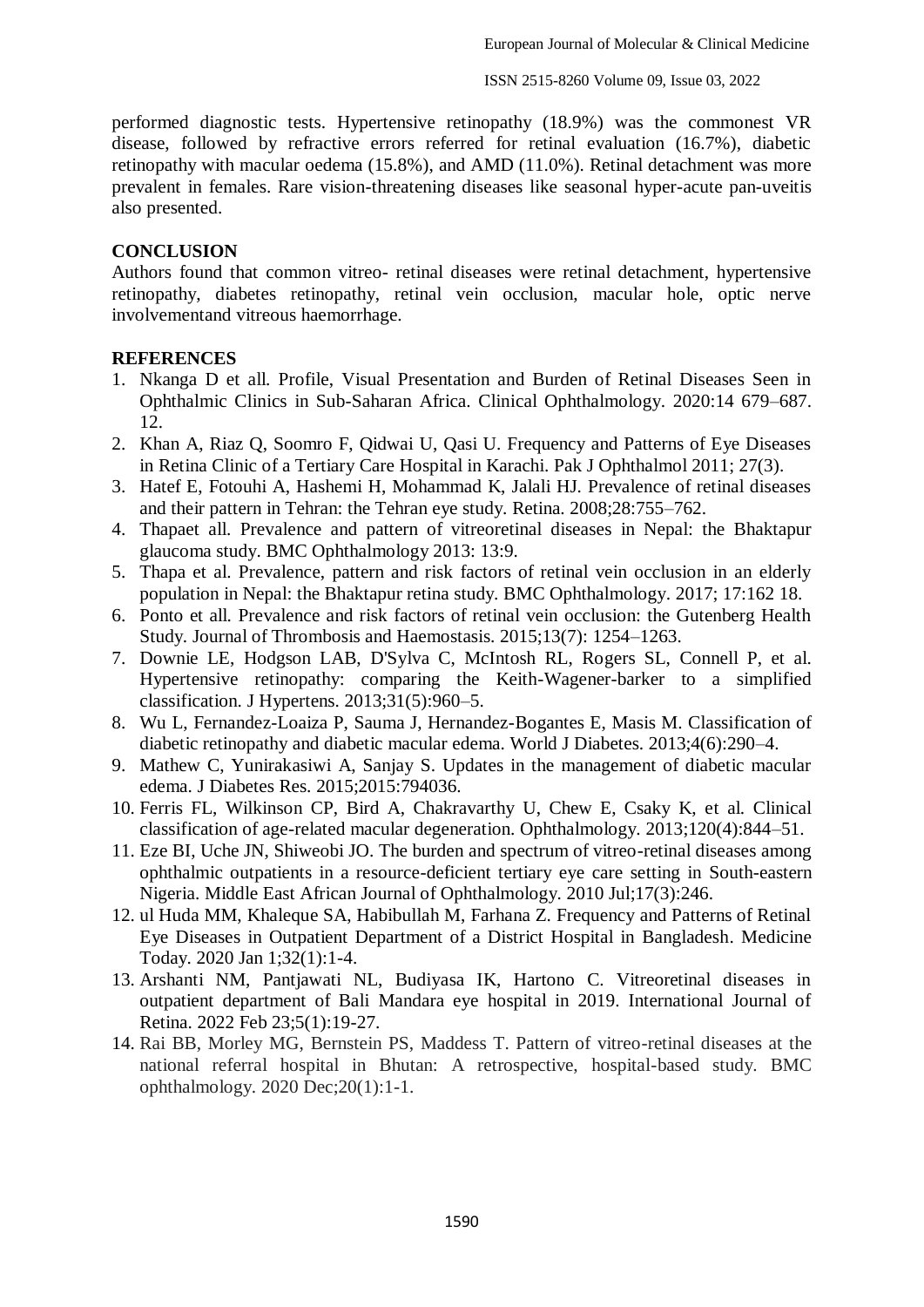performed diagnostic tests. Hypertensive retinopathy (18.9%) was the commonest VR disease, followed by refractive errors referred for retinal evaluation (16.7%), diabetic retinopathy with macular oedema (15.8%), and AMD (11.0%). Retinal detachment was more prevalent in females. Rare vision-threatening diseases like seasonal hyper-acute pan-uveitis also presented.

## CONCLUSION

Authors found that common vitreo- retinal diseases were retinal detachment, hypertensive retinopathy, diabetes retinopathy, retinal vein occlusion, macular hole, optic nerve involvementand vitreous haemorrhage.

## REFERENCES

1. Nkanga D et all. Profile, Visual Presentation and Burden of Retinal Diseases Seen in Ophthalmic Clinics in Sub-Saharan Africa. Clinical Ophthalmology. 2020:14 679–687. 12.
2. Khan A, Riaz Q, Soomro F, Qidwai U, Qasi U. Frequency and Patterns of Eye Diseases in Retina Clinic of a Tertiary Care Hospital in Karachi. Pak J Ophthalmol 2011; 27(3).
3. Hatef E, Fotouhi A, Hashemi H, Mohammad K, Jalali HJ. Prevalence of retinal diseases and their pattern in Tehran: the Tehran eye study. Retina. 2008;28:755–762.
4. Thapaet all. Prevalence and pattern of vitreoretinal diseases in Nepal: the Bhaktapur glaucoma study. BMC Ophthalmology 2013: 13:9.
5. Thapa et al. Prevalence, pattern and risk factors of retinal vein occlusion in an elderly population in Nepal: the Bhaktapur retina study. BMC Ophthalmology. 2017; 17:162 18.
6. Ponto et all. Prevalence and risk factors of retinal vein occlusion: the Gutenberg Health Study. Journal of Thrombosis and Haemostasis. 2015;13(7): 1254–1263.
7. Downie LE, Hodgson LAB, D'Sylva C, McIntosh RL, Rogers SL, Connell P, et al. Hypertensive retinopathy: comparing the Keith-Wagener-barker to a simplified classification. J Hypertens. 2013;31(5):960–5.
8. Wu L, Fernandez-Loaiza P, Sauma J, Hernandez-Bogantes E, Masis M. Classification of diabetic retinopathy and diabetic macular edema. World J Diabetes. 2013;4(6):290–4.
9. Mathew C, Yunirakasiwi A, Sanjay S. Updates in the management of diabetic macular edema. J Diabetes Res. 2015;2015:794036.
10. Ferris FL, Wilkinson CP, Bird A, Chakravarthy U, Chew E, Csaky K, et al. Clinical classification of age-related macular degeneration. Ophthalmology. 2013;120(4):844–51.
11. Eze BI, Uche JN, Shiweobi JO. The burden and spectrum of vitreo-retinal diseases among ophthalmic outpatients in a resource-deficient tertiary eye care setting in South-eastern Nigeria. Middle East African Journal of Ophthalmology. 2010 Jul;17(3):246.
12. ul Huda MM, Khaleque SA, Habibullah M, Farhana Z. Frequency and Patterns of Retinal Eye Diseases in Outpatient Department of a District Hospital in Bangladesh. Medicine Today. 2020 Jan 1;32(1):1-4.
13. Arshanti NM, Pantjawati NL, Budiyasa IK, Hartono C. Vitreoretinal diseases in outpatient department of Bali Mandara eye hospital in 2019. International Journal of Retina. 2022 Feb 23;5(1):19-27.
14. Rai BB, Morley MG, Bernstein PS, Maddess T. Pattern of vitreo-retinal diseases at the national referral hospital in Bhutan: A retrospective, hospital-based study. BMC ophthalmology. 2020 Dec;20(1):1-1.